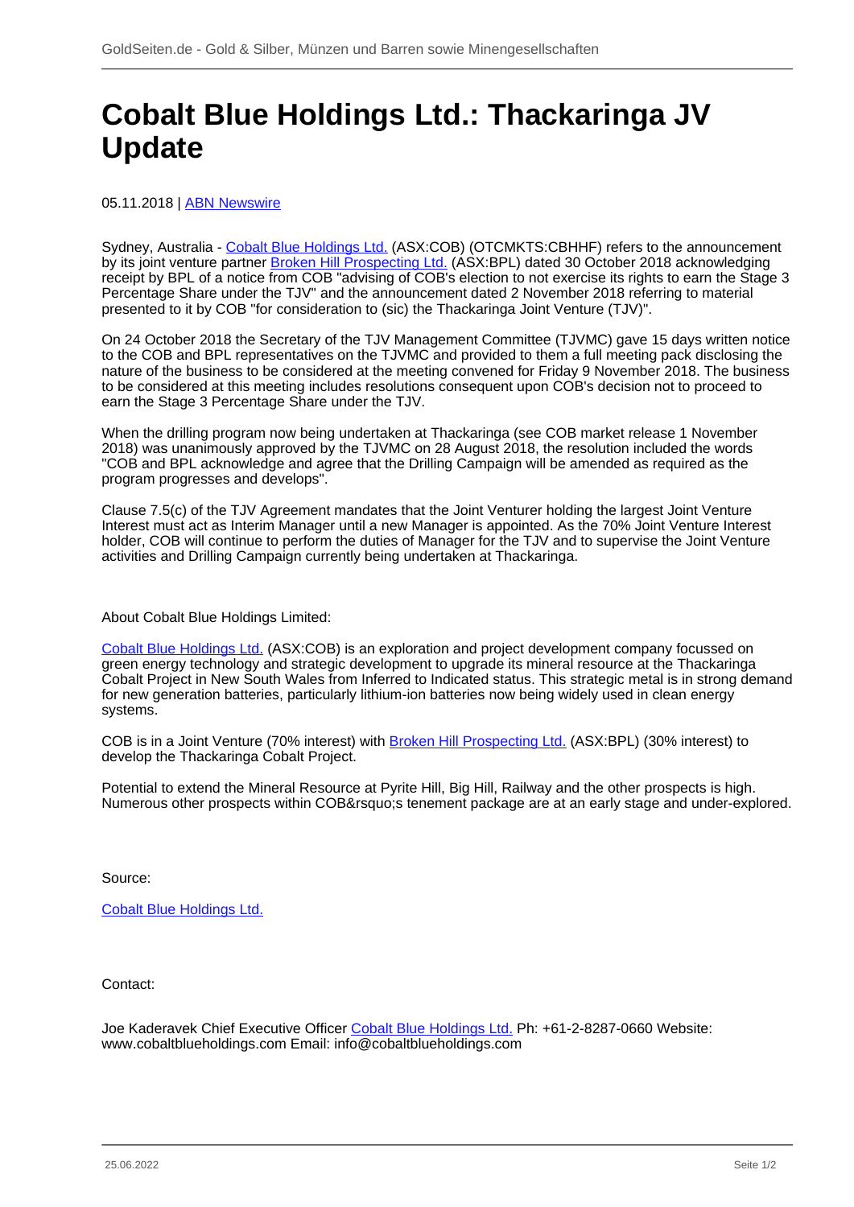# Cobalt Blue Holdings Ltd.: Thackaringa JV Update

05.11.2018 | ABN Newswire

Sydney, Australia - Cobalt Blue Holdings Ltd. (ASX:COB) (OTCMKTS:CBHHF) refers to the announcement by its joint venture partner Broken Hill Prospecting Ltd. (ASX:BPL) dated 30 October 2018 acknowledging receipt by BPL of a notice from COB "advising of COB's election to not exercise its rights to earn the Stage 3 Percentage Share under the TJV" and the announcement dated 2 November 2018 referring to material presented to it by COB "for consideration to (sic) the Thackaringa Joint Venture (TJV)".

On 24 October 2018 the Secretary of the TJV Management Committee (TJVMC) gave 15 days written notice to the COB and BPL representatives on the TJVMC and provided to them a full meeting pack disclosing the nature of the business to be considered at the meeting convened for Friday 9 November 2018. The business to be considered at this meeting includes resolutions consequent upon COB's decision not to proceed to earn the Stage 3 Percentage Share under the TJV.

When the drilling program now being undertaken at Thackaringa (see COB market release 1 November 2018) was unanimously approved by the TJVMC on 28 August 2018, the resolution included the words "COB and BPL acknowledge and agree that the Drilling Campaign will be amended as required as the program progresses and develops".

Clause 7.5(c) of the TJV Agreement mandates that the Joint Venturer holding the largest Joint Venture Interest must act as Interim Manager until a new Manager is appointed. As the 70% Joint Venture Interest holder, COB will continue to perform the duties of Manager for the TJV and to supervise the Joint Venture activities and Drilling Campaign currently being undertaken at Thackaringa.

About Cobalt Blue Holdings Limited:

Cobalt Blue Holdings Ltd. (ASX:COB) is an exploration and project development company focussed on green energy technology and strategic development to upgrade its mineral resource at the Thackaringa Cobalt Project in New South Wales from Inferred to Indicated status. This strategic metal is in strong demand for new generation batteries, particularly lithium-ion batteries now being widely used in clean energy systems.

COB is in a Joint Venture (70% interest) with Broken Hill Prospecting Ltd. (ASX:BPL) (30% interest) to develop the Thackaringa Cobalt Project.

Potential to extend the Mineral Resource at Pyrite Hill, Big Hill, Railway and the other prospects is high. Numerous other prospects within COB&rsquo;s tenement package are at an early stage and under-explored.

Source:

Cobalt Blue Holdings Ltd.

Contact:

Joe Kaderavek Chief Executive Officer Cobalt Blue Holdings Ltd. Ph: +61-2-8287-0660 Website: www.cobaltblueholdings.com Email: info@cobaltblueholdings.com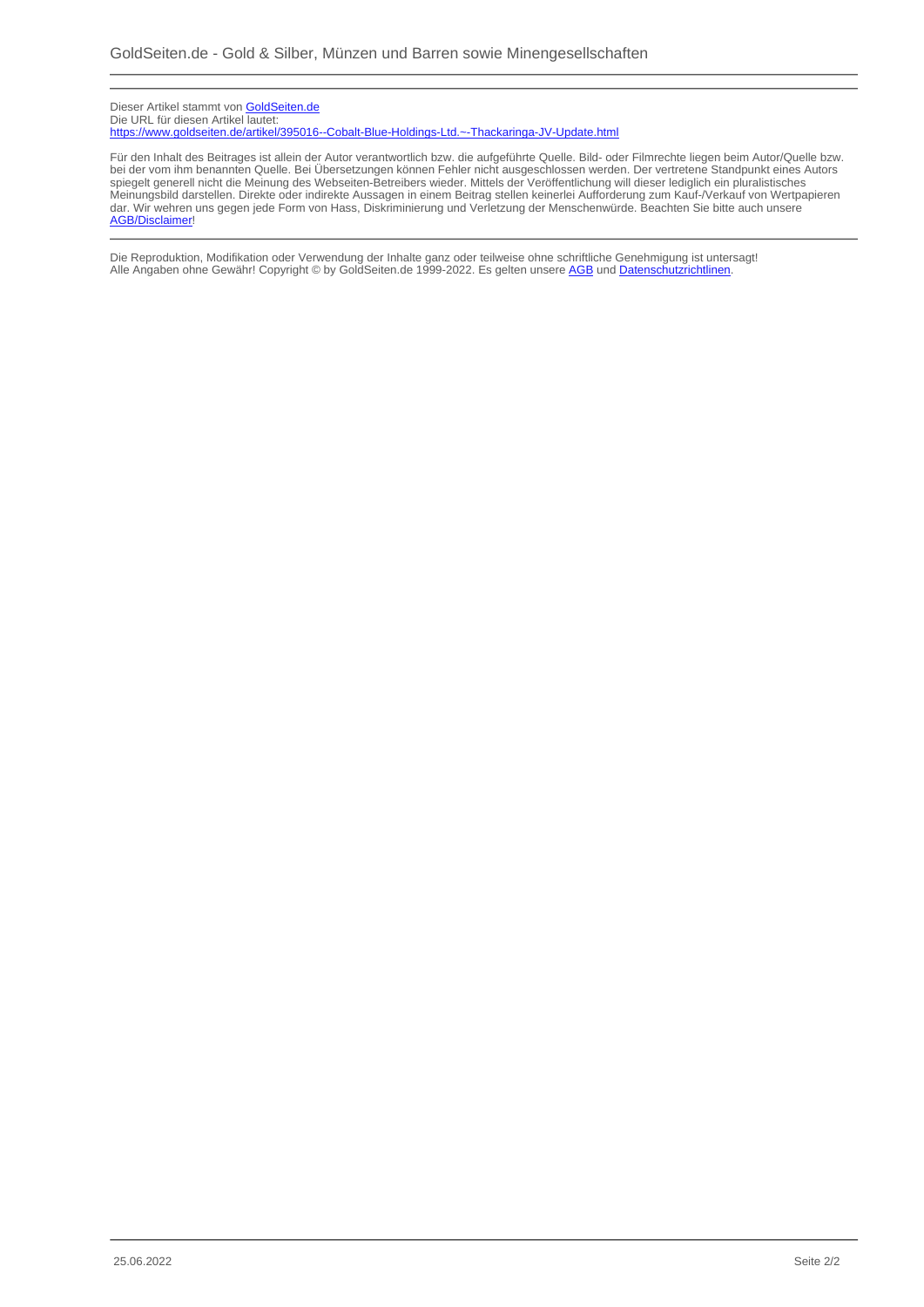Dieser Artikel stammt von [GoldSeiten.de](https://www.goldseiten.de)
Die URL für diesen Artikel lautet:
[https://www.goldseiten.de/artikel/395016--Cobalt-Blue-Holdings-Ltd.~-Thackaringa-JV-Update.html](https://www.goldseiten.de/artikel/395016--Cobalt-Blue-Holdings-Ltd.~-Thackaringa-JV-Update.html)

Für den Inhalt des Beitrages ist allein der Autor verantwortlich bzw. die aufgeführte Quelle. Bild- oder Filmrechte liegen beim Autor/Quelle bzw. bei der vom ihm benannten Quelle. Bei Übersetzungen können Fehler nicht ausgeschlossen werden. Der vertretene Standpunkt eines Autors spiegelt generell nicht die Meinung des Webseiten-Betreibers wieder. Mittels der Veröffentlichung will dieser lediglich ein pluralistisches Meinungsbild darstellen. Direkte oder indirekte Aussagen in einem Beitrag stellen keinerlei Aufforderung zum Kauf-/Verkauf von Wertpapieren dar. Wir wehren uns gegen jede Form von Hass, Diskriminierung und Verletzung der Menschenwürde. Beachten Sie bitte auch unsere AGB/Disclaimer!

---

Die Reproduktion, Modifikation oder Verwendung der Inhalte ganz oder teilweise ohne schriftliche Genehmigung ist untersagt!
Alle Angaben ohne Gewähr! Copyright © by GoldSeiten.de 1999-2022. Es gelten unsere AGB und Datenschutzrichtlinen.